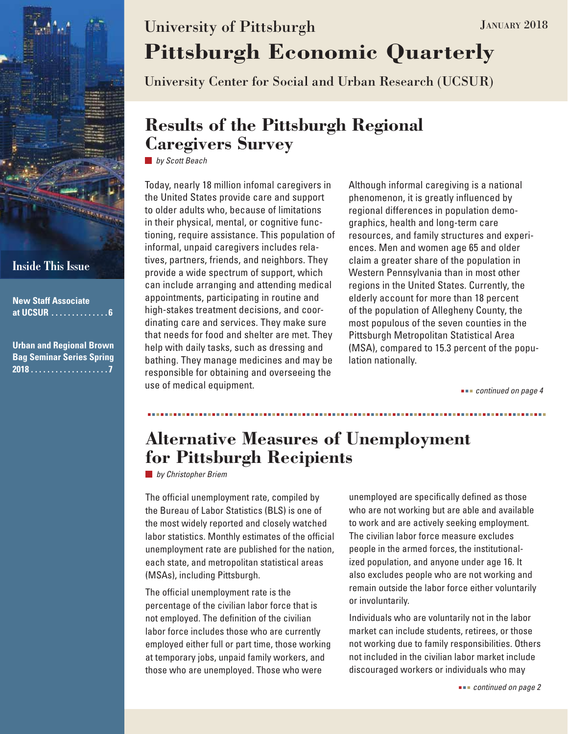University of Pittsburgh

# Pittsburgh Economic Quarterly

January 2018

University Center for Social and Urban Research (UCSUR)

**Inside This Issue**

**New Staff Associate at UCSUR .............. 6**

**Urban and Regional Brown Bag Seminar Series Spring 2018 ................... 7**

## Results of the Pittsburgh Regional Caregivers Survey

*by Scott Beach*

Today, nearly 18 million infomal caregivers in the United States provide care and support to older adults who, because of limitations in their physical, mental, or cognitive functioning, require assistance. This population of informal, unpaid caregivers includes relatives, partners, friends, and neighbors. They provide a wide spectrum of support, which can include arranging and attending medical appointments, participating in routine and high-stakes treatment decisions, and coordinating care and services. They make sure that needs for food and shelter are met. They help with daily tasks, such as dressing and bathing. They manage medicines and may be responsible for obtaining and overseeing the use of medical equipment.

Although informal caregiving is a national phenomenon, it is greatly influenced by regional differences in population demographics, health and long-term care resources, and family structures and experiences. Men and women age 65 and older claim a greater share of the population in Western Pennsylvania than in most other regions in the United States. Currently, the elderly account for more than 18 percent of the population of Allegheny County, the most populous of the seven counties in the Pittsburgh Metropolitan Statistical Area (MSA), compared to 15.3 percent of the population nationally.

*continued on page 4*

## Alternative Measures of Unemployment for Pittsburgh Recipients

*by Christopher Briem*

The official unemployment rate, compiled by the Bureau of Labor Statistics (BLS) is one of the most widely reported and closely watched labor statistics. Monthly estimates of the official unemployment rate are published for the nation, each state, and metropolitan statistical areas (MSAs), including Pittsburgh.

The official unemployment rate is the percentage of the civilian labor force that is not employed. The definition of the civilian labor force includes those who are currently employed either full or part time, those working at temporary jobs, unpaid family workers, and those who are unemployed. Those who were unemployed are specifically defined as those who are not working but are able and available to work and are actively seeking employment. The civilian labor force measure excludes people in the armed forces, the institutionalized population, and anyone under age 16. It also excludes people who are not working and remain outside the labor force either voluntarily or involuntarily.

Individuals who are voluntarily not in the labor market can include students, retirees, or those not working due to family responsibilities. Others not included in the civilian labor market include discouraged workers or individuals who may

*continued on page 2*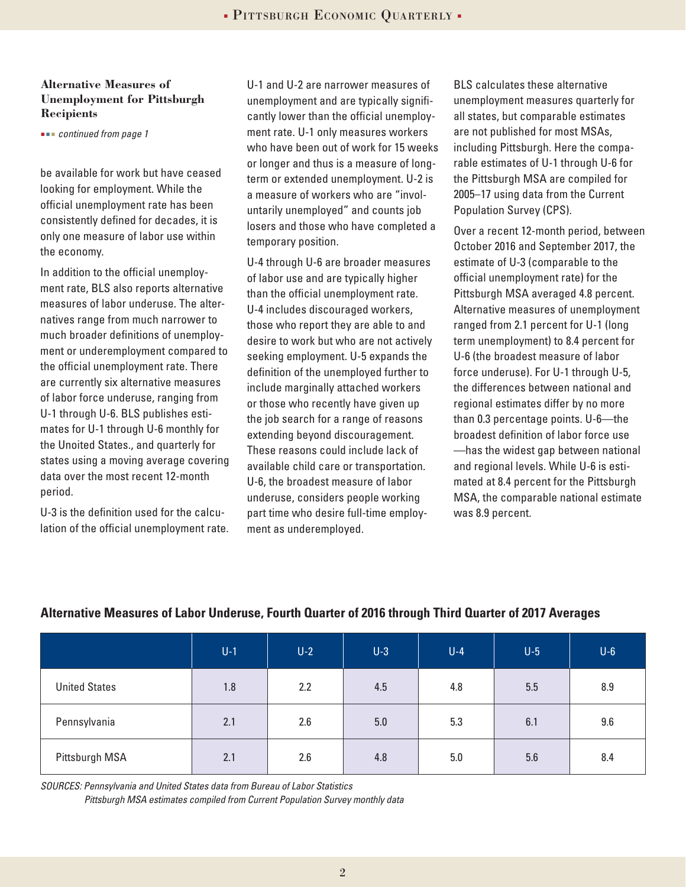### Alternative Measures of Unemployment for Pittsburgh Recipients

*continued from page 1*

be available for work but have ceased looking for employment. While the official unemployment rate has been consistently defined for decades, it is only one measure of labor use within the economy.

In addition to the official unemployment rate, BLS also reports alternative measures of labor underuse. The alternatives range from much narrower to much broader definitions of unemployment or underemployment compared to the official unemployment rate. There are currently six alternative measures of labor force underuse, ranging from U-1 through U-6. BLS publishes estimates for U-1 through U-6 monthly for the Unoited States., and quarterly for states using a moving average covering data over the most recent 12-month period.

U-3 is the definition used for the calculation of the official unemployment rate. U-1 and U-2 are narrower measures of unemployment and are typically significantly lower than the official unemployment rate. U-1 only measures workers who have been out of work for 15 weeks or longer and thus is a measure of long-term or extended unemployment. U-2 is a measure of workers who are "involuntarily unemployed" and counts job losers and those who have completed a temporary position.

U-4 through U-6 are broader measures of labor use and are typically higher than the official unemployment rate. U-4 includes discouraged workers, those who report they are able to and desire to work but who are not actively seeking employment. U-5 expands the definition of the unemployed further to include marginally attached workers or those who recently have given up the job search for a range of reasons extending beyond discouragement. These reasons could include lack of available child care or transportation. U-6, the broadest measure of labor underuse, considers people working part time who desire full-time employment as underemployed.

BLS calculates these alternative unemployment measures quarterly for all states, but comparable estimates are not published for most MSAs, including Pittsburgh. Here the comparable estimates of U-1 through U-6 for the Pittsburgh MSA are compiled for 2005–17 using data from the Current Population Survey (CPS).

Over a recent 12-month period, between October 2016 and September 2017, the estimate of U-3 (comparable to the official unemployment rate) for the Pittsburgh MSA averaged 4.8 percent. Alternative measures of unemployment ranged from 2.1 percent for U-1 (long term unemployment) to 8.4 percent for U-6 (the broadest measure of labor force underuse). For U-1 through U-5, the differences between national and regional estimates differ by no more than 0.3 percentage points. U-6—the broadest definition of labor force use—has the widest gap between national and regional levels. While U-6 is estimated at 8.4 percent for the Pittsburgh MSA, the comparable national estimate was 8.9 percent.

**Alternative Measures of Labor Underuse, Fourth Quarter of 2016 through Third Quarter of 2017 Averages**

| | U-1 | U-2 | U-3 | U-4 | U-5 | U-6 |
|---|---|---|---|---|---|---|
| United States | 1.8 | 2.2 | 4.5 | 4.8 | 5.5 | 8.9 |
| Pennsylvania | 2.1 | 2.6 | 5.0 | 5.3 | 6.1 | 9.6 |
| Pittsburgh MSA | 2.1 | 2.6 | 4.8 | 5.0 | 5.6 | 8.4 |

*SOURCES: Pennsylvania and United States data from Bureau of Labor Statistics*
*Pittsburgh MSA estimates compiled from Current Population Survey monthly data*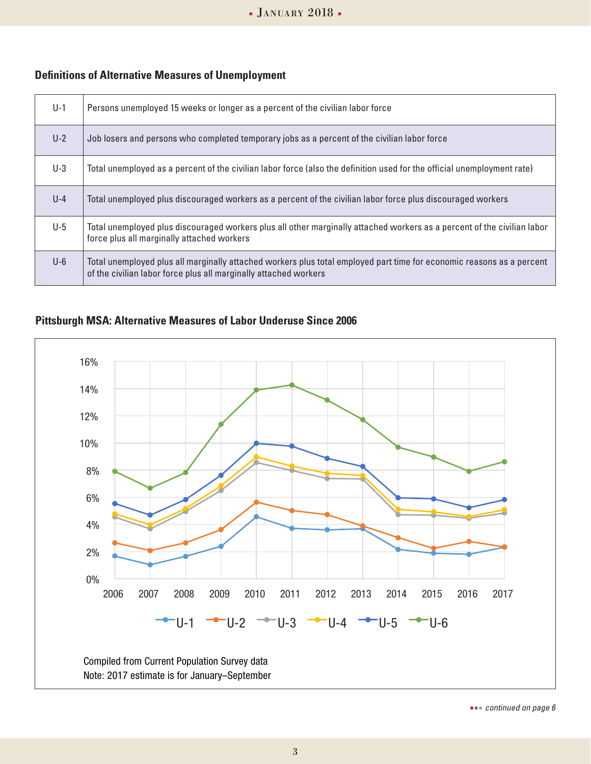**Definitions of Alternative Measures of Unemployment**

| | |
|---|---|
| U-1 | Persons unemployed 15 weeks or longer as a percent of the civilian labor force |
| U-2 | Job losers and persons who completed temporary jobs as a percent of the civilian labor force |
| U-3 | Total unemployed as a percent of the civilian labor force (also the definition used for the official unemployment rate) |
| U-4 | Total unemployed plus discouraged workers as a percent of the civilian labor force plus discouraged workers |
| U-5 | Total unemployed plus discouraged workers plus all other marginally attached workers as a percent of the civilian labor force plus all marginally attached workers |
| U-6 | Total unemployed plus all marginally attached workers plus total employed part time for economic reasons as a percent of the civilian labor force plus all marginally attached workers |

**Pittsburgh MSA: Alternative Measures of Labor Underuse Since 2006**

Compiled from Current Population Survey data
Note: 2017 estimate is for January–September

*continued on page 6*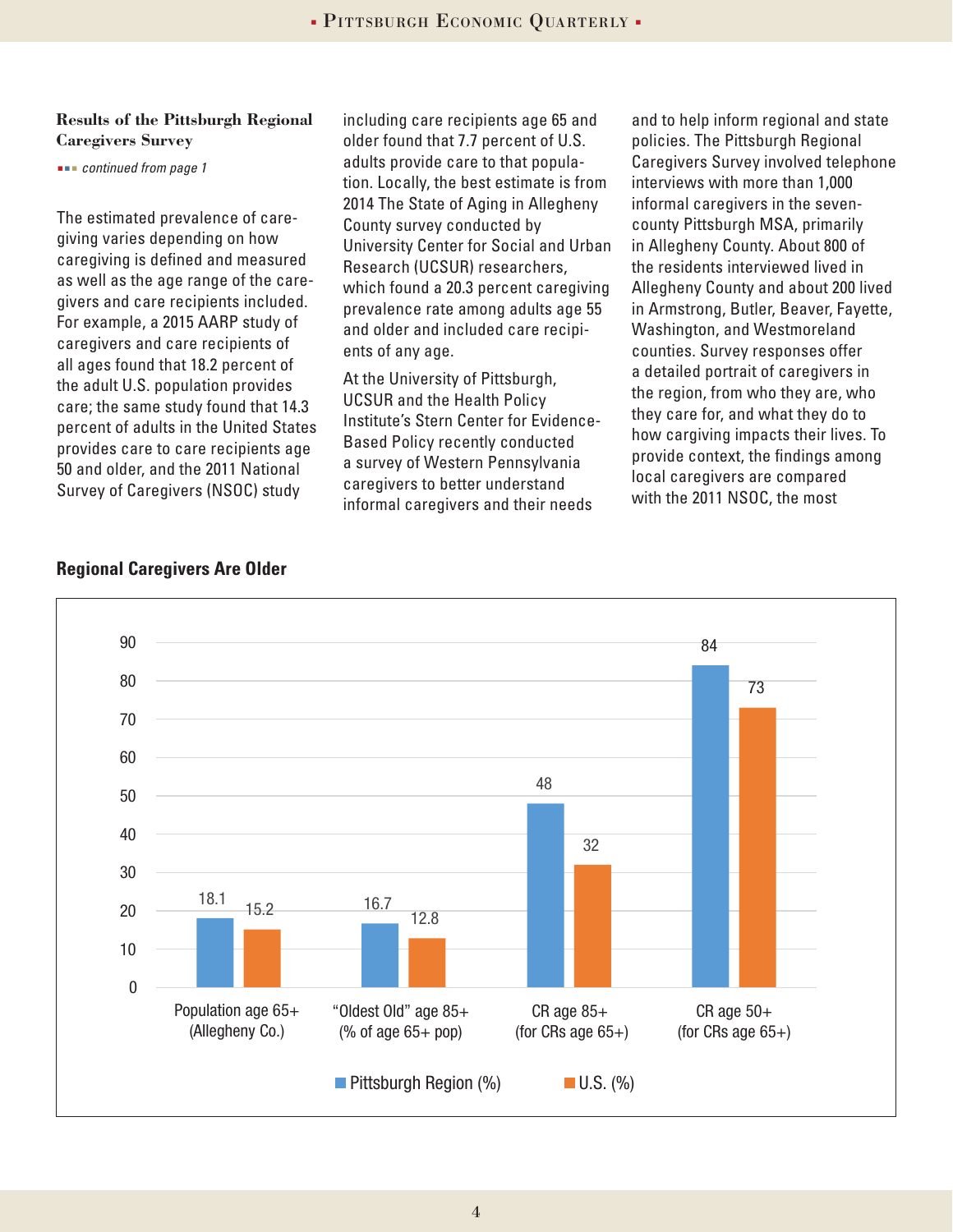### Results of the Pittsburgh Regional Caregivers Survey

*continued from page 1*

The estimated prevalence of caregiving varies depending on how caregiving is defined and measured as well as the age range of the caregivers and care recipients included. For example, a 2015 AARP study of caregivers and care recipients of all ages found that 18.2 percent of the adult U.S. population provides care; the same study found that 14.3 percent of adults in the United States provides care to care recipients age 50 and older, and the 2011 National Survey of Caregivers (NSOC) study including care recipients age 65 and older found that 7.7 percent of U.S. adults provide care to that population. Locally, the best estimate is from 2014 The State of Aging in Allegheny County survey conducted by University Center for Social and Urban Research (UCSUR) researchers, which found a 20.3 percent caregiving prevalence rate among adults age 55 and older and included care recipients of any age.

At the University of Pittsburgh, UCSUR and the Health Policy Institute's Stern Center for Evidence-Based Policy recently conducted a survey of Western Pennsylvania caregivers to better understand informal caregivers and their needs and to help inform regional and state policies. The Pittsburgh Regional Caregivers Survey involved telephone interviews with more than 1,000 informal caregivers in the seven-county Pittsburgh MSA, primarily in Allegheny County. About 800 of the residents interviewed lived in Allegheny County and about 200 lived in Armstrong, Butler, Beaver, Fayette, Washington, and Westmoreland counties. Survey responses offer a detailed portrait of caregivers in the region, from who they are, who they care for, and what they do to how cargiving impacts their lives. To provide context, the findings among local caregivers are compared with the 2011 NSOC, the most

#### Regional Caregivers Are Older

| | Pittsburgh Region (%) | U.S. (%) |
|---|---|---|
| Population age 65+ (Allegheny Co.) | 18.1 | 15.2 |
| "Oldest Old" age 85+ (% of age 65+ pop) | 16.7 | 12.8 |
| CR age 85+ (for CRs age 65+) | 48 | 32 |
| CR age 50+ (for CRs age 65+) | 84 | 73 |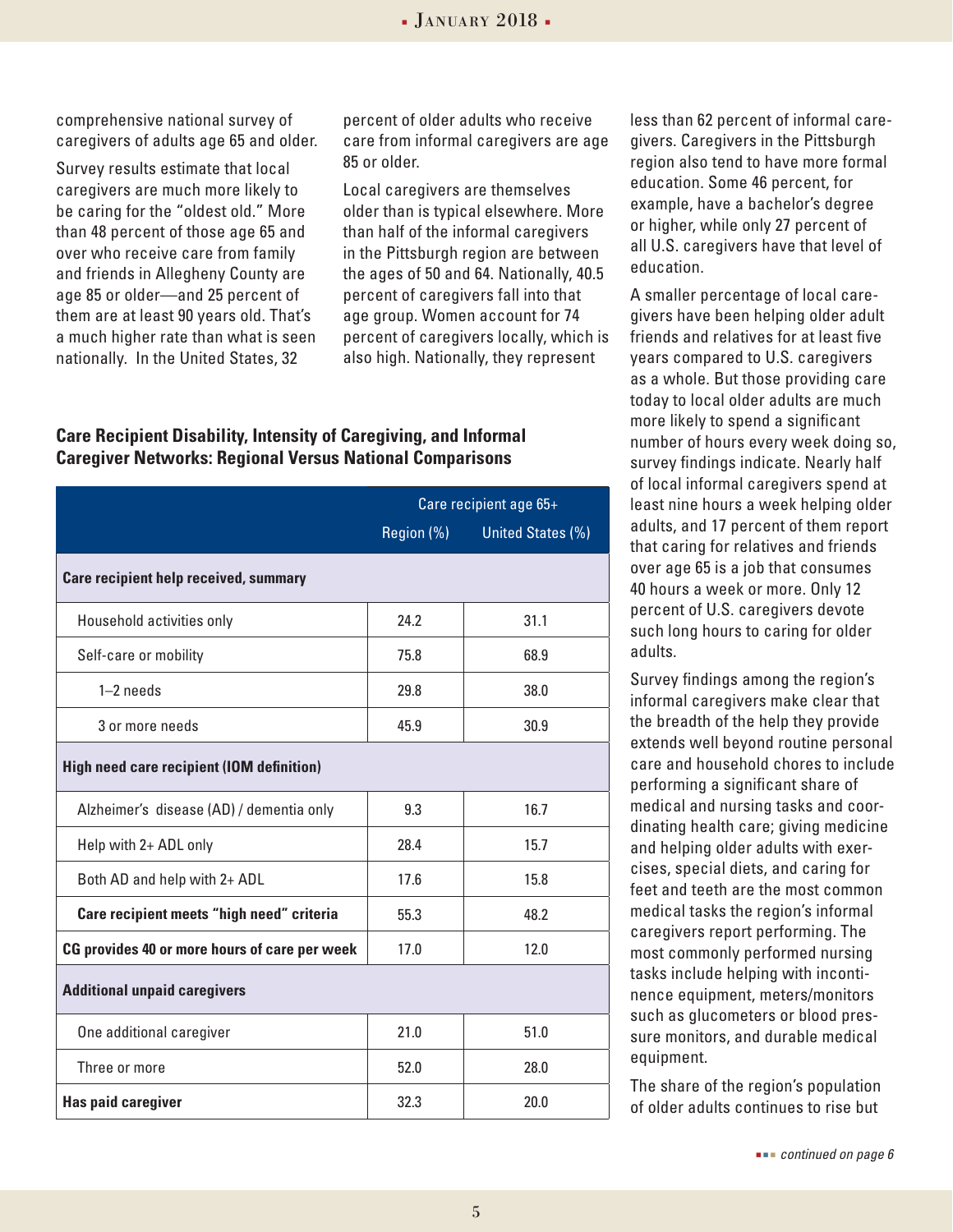comprehensive national survey of caregivers of adults age 65 and older.

Survey results estimate that local caregivers are much more likely to be caring for the "oldest old." More than 48 percent of those age 65 and over who receive care from family and friends in Allegheny County are age 85 or older—and 25 percent of them are at least 90 years old. That's a much higher rate than what is seen nationally. In the United States, 32 percent of older adults who receive care from informal caregivers are age 85 or older.

Local caregivers are themselves older than is typical elsewhere. More than half of the informal caregivers in the Pittsburgh region are between the ages of 50 and 64. Nationally, 40.5 percent of caregivers fall into that age group. Women account for 74 percent of caregivers locally, which is also high. Nationally, they represent less than 62 percent of informal caregivers. Caregivers in the Pittsburgh region also tend to have more formal education. Some 46 percent, for example, have a bachelor's degree or higher, while only 27 percent of all U.S. caregivers have that level of education.

A smaller percentage of local caregivers have been helping older adult friends and relatives for at least five years compared to U.S. caregivers as a whole. But those providing care today to local older adults are much more likely to spend a significant number of hours every week doing so, survey findings indicate. Nearly half of local informal caregivers spend at least nine hours a week helping older adults, and 17 percent of them report that caring for relatives and friends over age 65 is a job that consumes 40 hours a week or more. Only 12 percent of U.S. caregivers devote such long hours to caring for older adults.

Survey findings among the region's informal caregivers make clear that the breadth of the help they provide extends well beyond routine personal care and household chores to include performing a significant share of medical and nursing tasks and coordinating health care; giving medicine and helping older adults with exercises, special diets, and caring for feet and teeth are the most common medical tasks the region's informal caregivers report performing. The most commonly performed nursing tasks include helping with incontinence equipment, meters/monitors such as glucometers or blood pressure monitors, and durable medical equipment.

The share of the region's population of older adults continues to rise but

**Care Recipient Disability, Intensity of Caregiving, and Informal Caregiver Networks: Regional Versus National Comparisons**

| | Care recipient age 65+ | |
|---|---|---|
| | Region (%) | United States (%) |
| **Care recipient help received, summary** | | |
| Household activities only | 24.2 | 31.1 |
| Self-care or mobility | 75.8 | 68.9 |
| 1–2 needs | 29.8 | 38.0 |
| 3 or more needs | 45.9 | 30.9 |
| **High need care recipient (IOM definition)** | | |
| Alzheimer's disease (AD) / dementia only | 9.3 | 16.7 |
| Help with 2+ ADL only | 28.4 | 15.7 |
| Both AD and help with 2+ ADL | 17.6 | 15.8 |
| **Care recipient meets "high need" criteria** | 55.3 | 48.2 |
| **CG provides 40 or more hours of care per week** | 17.0 | 12.0 |
| **Additional unpaid caregivers** | | |
| One additional caregiver | 21.0 | 51.0 |
| Three or more | 52.0 | 28.0 |
| **Has paid caregiver** | 32.3 | 20.0 |

*continued on page 6*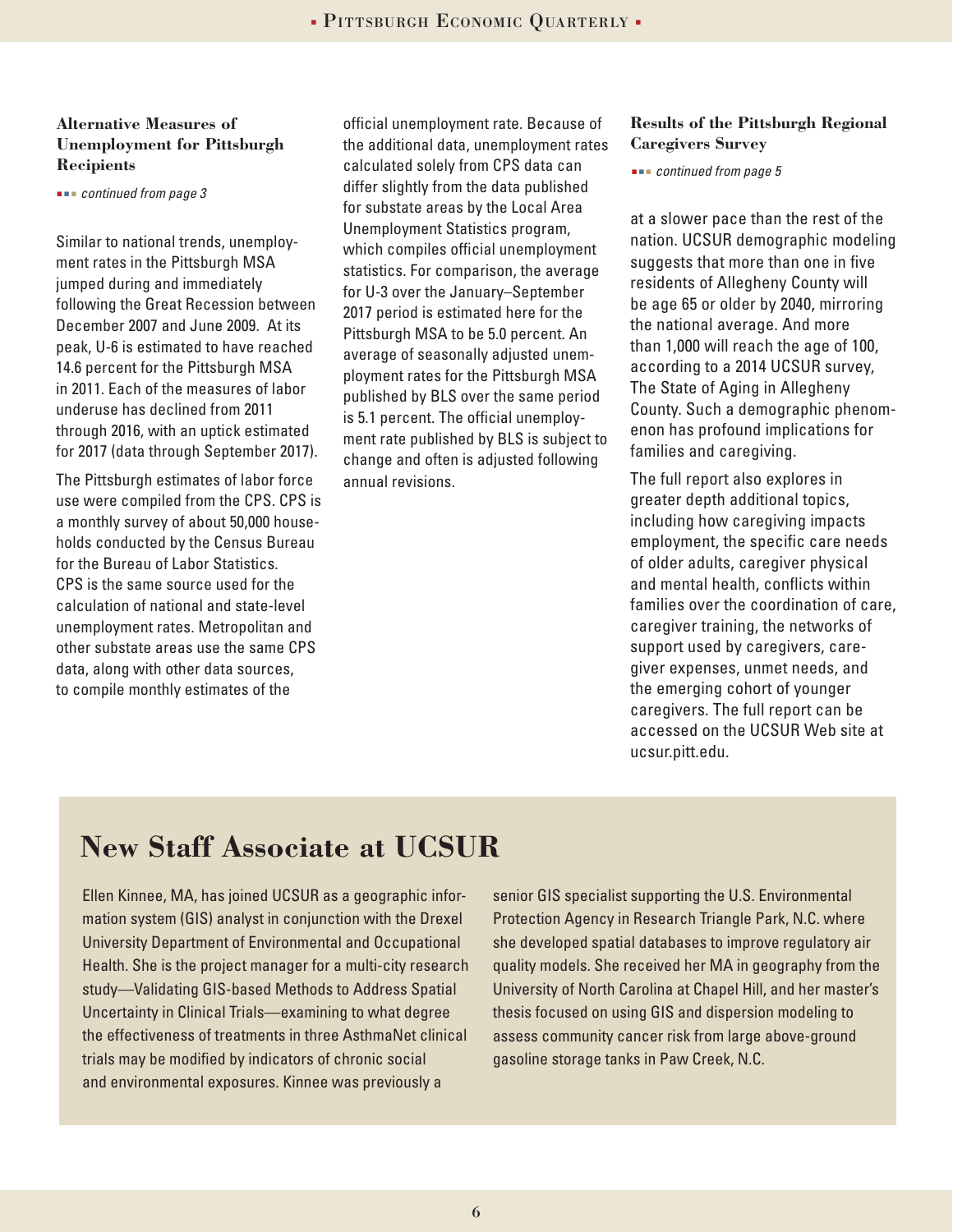### Alternative Measures of Unemployment for Pittsburgh Recipients

*continued from page 3*

Similar to national trends, unemployment rates in the Pittsburgh MSA jumped during and immediately following the Great Recession between December 2007 and June 2009. At its peak, U-6 is estimated to have reached 14.6 percent for the Pittsburgh MSA in 2011. Each of the measures of labor underuse has declined from 2011 through 2016, with an uptick estimated for 2017 (data through September 2017).

The Pittsburgh estimates of labor force use were compiled from the CPS. CPS is a monthly survey of about 50,000 households conducted by the Census Bureau for the Bureau of Labor Statistics. CPS is the same source used for the calculation of national and state-level unemployment rates. Metropolitan and other substate areas use the same CPS data, along with other data sources, to compile monthly estimates of the official unemployment rate. Because of the additional data, unemployment rates calculated solely from CPS data can differ slightly from the data published for substate areas by the Local Area Unemployment Statistics program, which compiles official unemployment statistics. For comparison, the average for U-3 over the January–September 2017 period is estimated here for the Pittsburgh MSA to be 5.0 percent. An average of seasonally adjusted unemployment rates for the Pittsburgh MSA published by BLS over the same period is 5.1 percent. The official unemployment rate published by BLS is subject to change and often is adjusted following annual revisions.

### Results of the Pittsburgh Regional Caregivers Survey

*continued from page 5*

at a slower pace than the rest of the nation. UCSUR demographic modeling suggests that more than one in five residents of Allegheny County will be age 65 or older by 2040, mirroring the national average. And more than 1,000 will reach the age of 100, according to a 2014 UCSUR survey, The State of Aging in Allegheny County. Such a demographic phenomenon has profound implications for families and caregiving.

The full report also explores in greater depth additional topics, including how caregiving impacts employment, the specific care needs of older adults, caregiver physical and mental health, conflicts within families over the coordination of care, caregiver training, the networks of support used by caregivers, caregiver expenses, unmet needs, and the emerging cohort of younger caregivers. The full report can be accessed on the UCSUR Web site at ucsur.pitt.edu.

## New Staff Associate at UCSUR

Ellen Kinnee, MA, has joined UCSUR as a geographic information system (GIS) analyst in conjunction with the Drexel University Department of Environmental and Occupational Health. She is the project manager for a multi-city research study—Validating GIS-based Methods to Address Spatial Uncertainty in Clinical Trials—examining to what degree the effectiveness of treatments in three AsthmaNet clinical trials may be modified by indicators of chronic social and environmental exposures. Kinnee was previously a senior GIS specialist supporting the U.S. Environmental Protection Agency in Research Triangle Park, N.C. where she developed spatial databases to improve regulatory air quality models. She received her MA in geography from the University of North Carolina at Chapel Hill, and her master's thesis focused on using GIS and dispersion modeling to assess community cancer risk from large above-ground gasoline storage tanks in Paw Creek, N.C.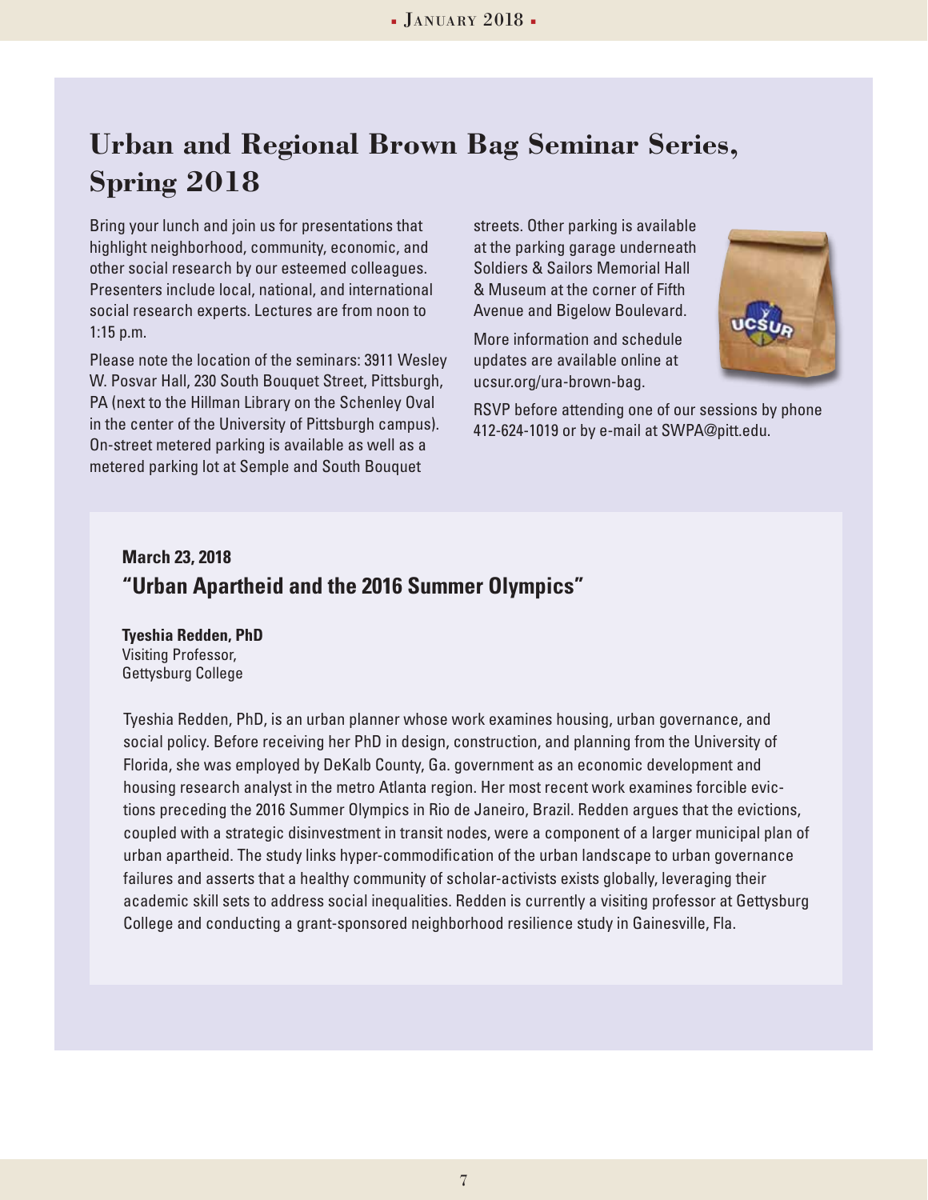# Urban and Regional Brown Bag Seminar Series, Spring 2018

Bring your lunch and join us for presentations that highlight neighborhood, community, economic, and other social research by our esteemed colleagues. Presenters include local, national, and international social research experts. Lectures are from noon to 1:15 p.m.

Please note the location of the seminars: 3911 Wesley W. Posvar Hall, 230 South Bouquet Street, Pittsburgh, PA (next to the Hillman Library on the Schenley Oval in the center of the University of Pittsburgh campus). On-street metered parking is available as well as a metered parking lot at Semple and South Bouquet streets. Other parking is available at the parking garage underneath Soldiers & Sailors Memorial Hall & Museum at the corner of Fifth Avenue and Bigelow Boulevard.

More information and schedule updates are available online at ucsur.org/ura-brown-bag.

RSVP before attending one of our sessions by phone 412-624-1019 or by e-mail at SWPA@pitt.edu.

### March 23, 2018

## "Urban Apartheid and the 2016 Summer Olympics"

**Tyeshia Redden, PhD**
Visiting Professor,
Gettysburg College

Tyeshia Redden, PhD, is an urban planner whose work examines housing, urban governance, and social policy. Before receiving her PhD in design, construction, and planning from the University of Florida, she was employed by DeKalb County, Ga. government as an economic development and housing research analyst in the metro Atlanta region. Her most recent work examines forcible evictions preceding the 2016 Summer Olympics in Rio de Janeiro, Brazil. Redden argues that the evictions, coupled with a strategic disinvestment in transit nodes, were a component of a larger municipal plan of urban apartheid. The study links hyper-commodification of the urban landscape to urban governance failures and asserts that a healthy community of scholar-activists exists globally, leveraging their academic skill sets to address social inequalities. Redden is currently a visiting professor at Gettysburg College and conducting a grant-sponsored neighborhood resilience study in Gainesville, Fla.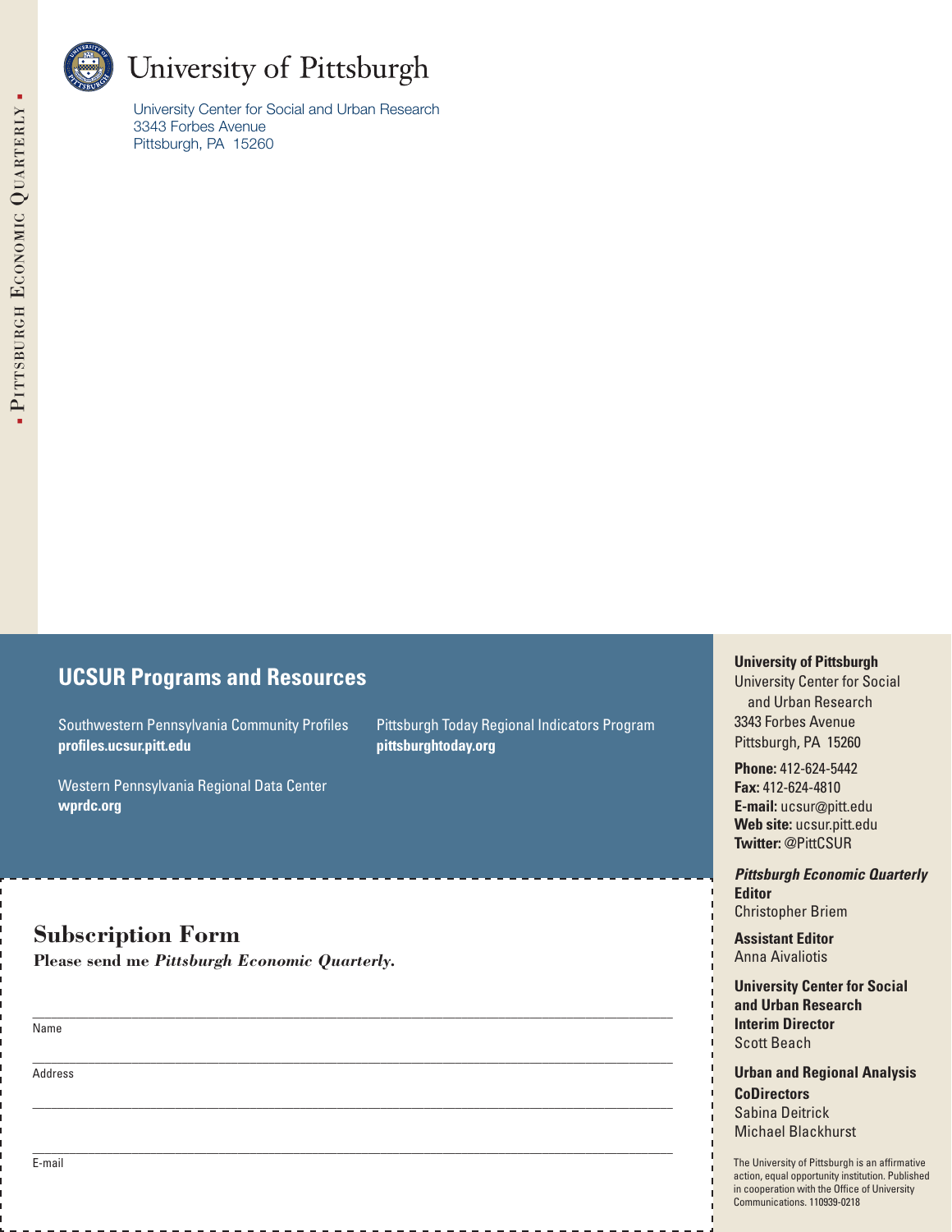University of Pittsburgh

University Center for Social and Urban Research
3343 Forbes Avenue
Pittsburgh, PA 15260

## UCSUR Programs and Resources

Southwestern Pennsylvania Community Profiles
**profiles.ucsur.pitt.edu**

Pittsburgh Today Regional Indicators Program
**pittsburghtoday.org**

Western Pennsylvania Regional Data Center
**wprdc.org**

## Subscription Form

**Please send me *Pittsburgh Economic Quarterly*.**

Name

Address

E-mail

**University of Pittsburgh**
University Center for Social and Urban Research
3343 Forbes Avenue
Pittsburgh, PA 15260

**Phone:** 412-624-5442
**Fax:** 412-624-4810
**E-mail:** ucsur@pitt.edu
**Web site:** ucsur.pitt.edu
**Twitter:** @PittCSUR

***Pittsburgh Economic Quarterly***
**Editor**
Christopher Briem

**Assistant Editor**
Anna Aivaliotis

**University Center for Social and Urban Research Interim Director**
Scott Beach

**Urban and Regional Analysis CoDirectors**
Sabina Deitrick
Michael Blackhurst

The University of Pittsburgh is an affirmative action, equal opportunity institution. Published in cooperation with the Office of University Communications. 110939-0218